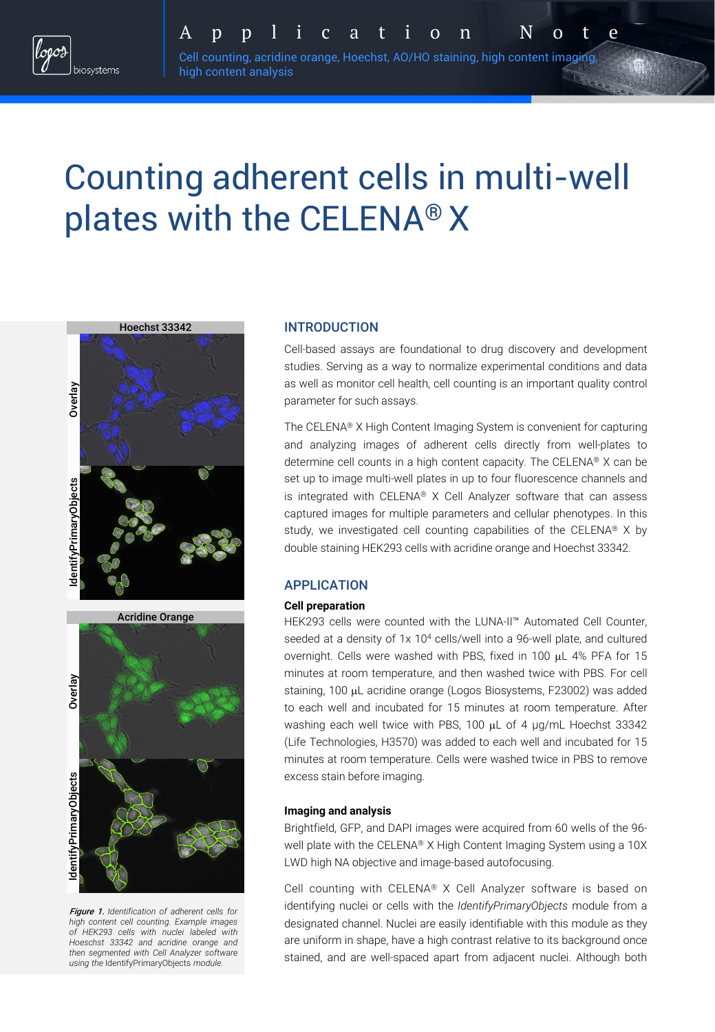Application Note

Cell counting, acridine orange, Hoechst, AO/HO staining, high content imaging, high content analysis

# Counting adherent cells in multi-well plates with the CELENA® X

***Figure 1.*** *Identification of adherent cells for high content cell counting. Example images of HEK293 cells with nuclei labeled with Hoescht 33342 and acridine orange and then segmented with Cell Analyzer software using the* IdentifyPrimaryObjects *module.*

## INTRODUCTION

Cell-based assays are foundational to drug discovery and development studies. Serving as a way to normalize experimental conditions and data as well as monitor cell health, cell counting is an important quality control parameter for such assays.

The CELENA® X High Content Imaging System is convenient for capturing and analyzing images of adherent cells directly from well-plates to determine cell counts in a high content capacity. The CELENA® X can be set up to image multi-well plates in up to four fluorescence channels and is integrated with CELENA® X Cell Analyzer software that can assess captured images for multiple parameters and cellular phenotypes. In this study, we investigated cell counting capabilities of the CELENA® X by double staining HEK293 cells with acridine orange and Hoechst 33342.

## APPLICATION

### Cell preparation

HEK293 cells were counted with the LUNA-II™ Automated Cell Counter, seeded at a density of 1x $10^4$ cells/well into a 96-well plate, and cultured overnight. Cells were washed with PBS, fixed in 100 μL 4% PFA for 15 minutes at room temperature, and then washed twice with PBS. For cell staining, 100 μL acridine orange (Logos Biosystems, F23002) was added to each well and incubated for 15 minutes at room temperature. After washing each well twice with PBS, 100 μL of 4 μg/mL Hoechst 33342 (Life Technologies, H3570) was added to each well and incubated for 15 minutes at room temperature. Cells were washed twice in PBS to remove excess stain before imaging.

### Imaging and analysis

Brightfield, GFP, and DAPI images were acquired from 60 wells of the 96-well plate with the CELENA® X High Content Imaging System using a 10X LWD high NA objective and image-based autofocusing.

Cell counting with CELENA® X Cell Analyzer software is based on identifying nuclei or cells with the *IdentifyPrimaryObjects* module from a designated channel. Nuclei are easily identifiable with this module as they are uniform in shape, have a high contrast relative to its background once stained, and are well-spaced apart from adjacent nuclei. Although both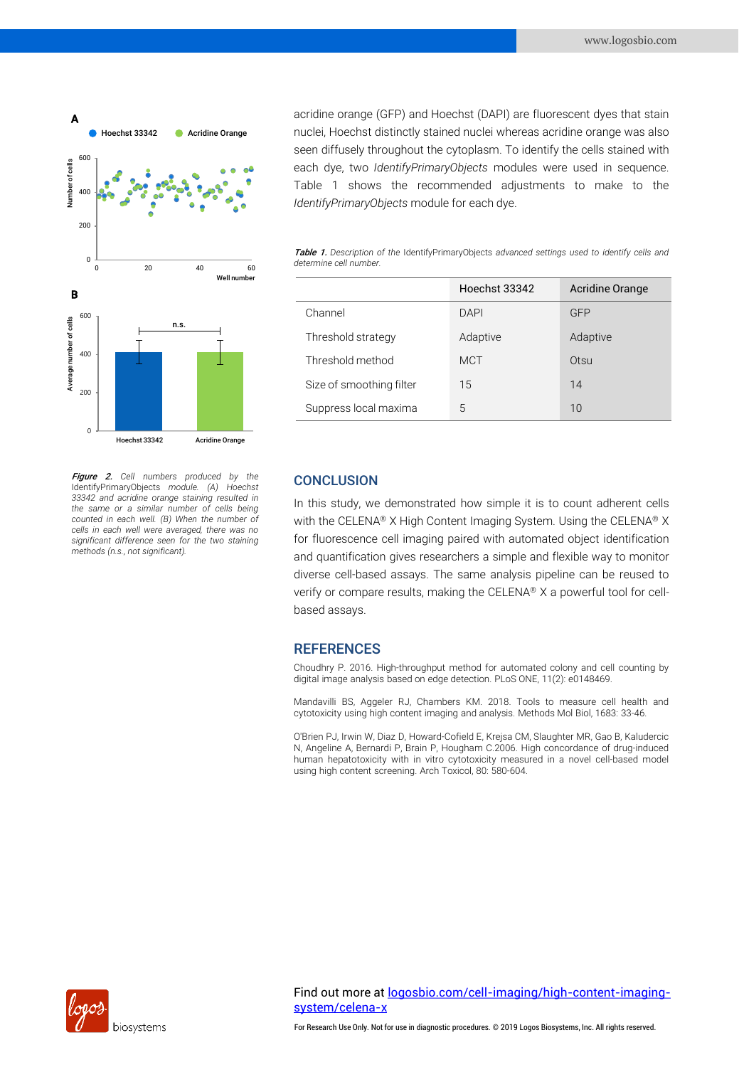A

Hoechst 33342 Acridine Orange

Number of cells

600

400

200

0

0 20 40 60

Well number

B

Average number of cells

600

400

200

0

n.s.

Hoechst 33342 Acridine Orange

*Figure 2. Cell numbers produced by the* IdentifyPrimaryObjects *module. (A) Hoechst 33342 and acridine orange staining resulted in the same or a similar number of cells being counted in each well. (B) When the number of cells in each well were averaged, there was no significant difference seen for the two staining methods (n.s., not significant).*

acridine orange (GFP) and Hoechst (DAPI) are fluorescent dyes that stain nuclei, Hoechst distinctly stained nuclei whereas acridine orange was also seen diffusely throughout the cytoplasm. To identify the cells stained with each dye, two *IdentifyPrimaryObjects* modules were used in sequence. Table 1 shows the recommended adjustments to make to the *IdentifyPrimaryObjects* module for each dye.

*Table 1. Description of the* IdentifyPrimaryObjects *advanced settings used to identify cells and determine cell number.*

| | Hoechst 33342 | Acridine Orange |
|---|---|---|
| Channel | DAPI | GFP |
| Threshold strategy | Adaptive | Adaptive |
| Threshold method | MCT | Otsu |
| Size of smoothing filter | 15 | 14 |
| Suppress local maxima | 5 | 10 |

## CONCLUSION

In this study, we demonstrated how simple it is to count adherent cells with the CELENA® X High Content Imaging System. Using the CELENA® X for fluorescence cell imaging paired with automated object identification and quantification gives researchers a simple and flexible way to monitor diverse cell-based assays. The same analysis pipeline can be reused to verify or compare results, making the CELENA® X a powerful tool for cell-based assays.

## REFERENCES

Choudhry P. 2016. High-throughput method for automated colony and cell counting by digital image analysis based on edge detection. PLoS ONE, 11(2): e0148469.

Mandavilli BS, Aggeler RJ, Chambers KM. 2018. Tools to measure cell health and cytotoxicity using high content imaging and analysis. Methods Mol Biol, 1683: 33-46.

O'Brien PJ, Irwin W, Diaz D, Howard-Cofield E, Krejsa CM, Slaughter MR, Gao B, Kaludercic N, Angeline A, Bernardi P, Brain P, Hougham C.2006. High concordance of drug-induced human hepatotoxicity with in vitro cytotoxicity measured in a novel cell-based model using high content screening. Arch Toxicol, 80: 580-604.

Find out more at [logosbio.com/cell-imaging/high-content-imaging-system/celena-x](logosbio.com/cell-imaging/high-content-imaging-system/celena-x)

For Research Use Only. Not for use in diagnostic procedures. © 2019 Logos Biosystems, Inc. All rights reserved.